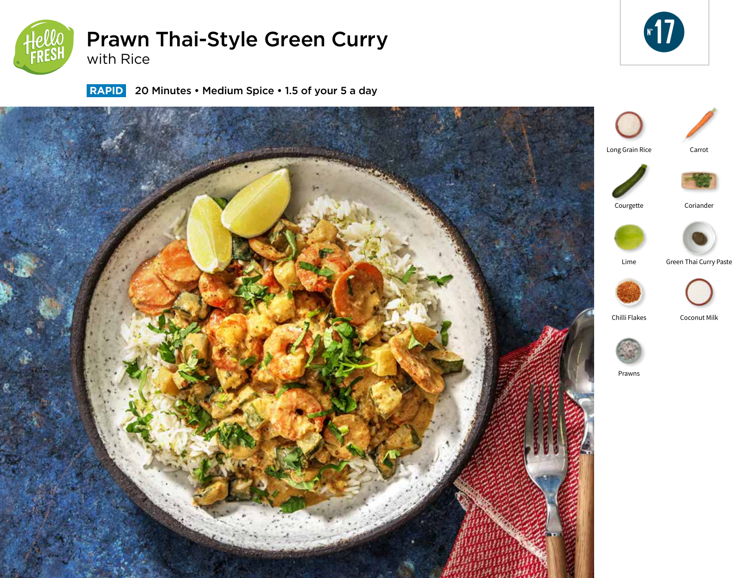# Prawn Thai-Style Green Curry

with Rice

N° 17

**RAPID** 20 Minutes • Medium Spice • 1.5 of your 5 a day

- Long Grain Rice
- Carrot
- Courgette
- Coriander
- Lime
- Green Thai Curry Paste
- Chilli Flakes
- Coconut Milk
- Prawns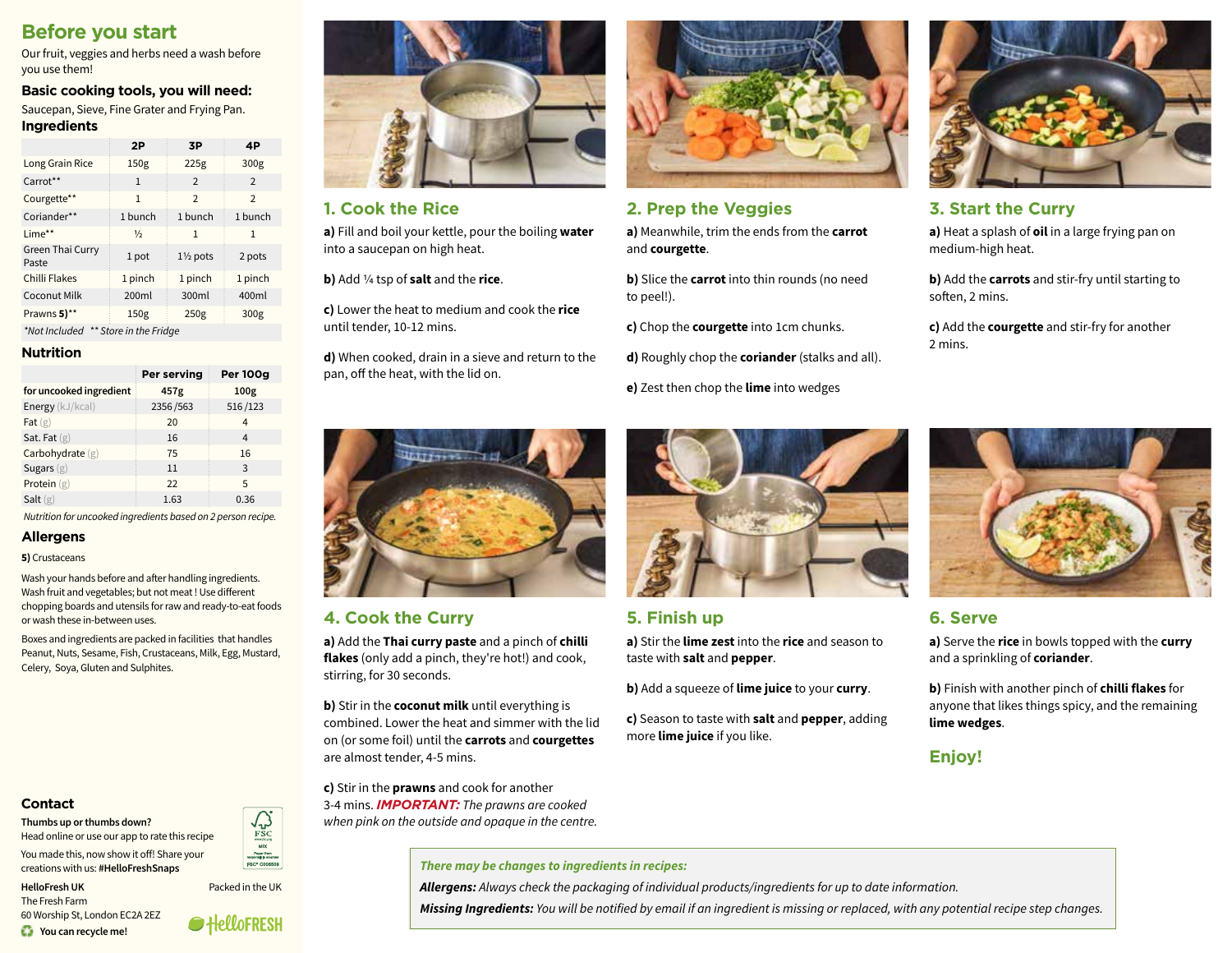## Before you start

Our fruit, veggies and herbs need a wash before you use them!

### Basic cooking tools, you will need:

Saucepan, Sieve, Fine Grater and Frying Pan.

### Ingredients

| | 2P | 3P | 4P |
|---|---|---|---|
| Long Grain Rice | 150g | 225g | 300g |
| Carrot** | 1 | 2 | 2 |
| Courgette** | 1 | 2 | 2 |
| Coriander** | 1 bunch | 1 bunch | 1 bunch |
| Lime** | ½ | 1 | 1 |
| Green Thai Curry Paste | 1 pot | 1½ pots | 2 pots |
| Chilli Flakes | 1 pinch | 1 pinch | 1 pinch |
| Coconut Milk | 200ml | 300ml | 400ml |
| Prawns **5)**** | 150g | 250g | 300g |

*\*Not Included \*\* Store in the Fridge*

### Nutrition

| | Per serving | Per 100g |
|---|---|---|
| for uncooked ingredient | 457g | 100g |
| Energy (kJ/kcal) | 2356 /563 | 516 /123 |
| Fat (g) | 20 | 4 |
| Sat. Fat (g) | 16 | 4 |
| Carbohydrate (g) | 75 | 16 |
| Sugars (g) | 11 | 3 |
| Protein (g) | 22 | 5 |
| Salt (g) | 1.63 | 0.36 |

*Nutrition for uncooked ingredients based on 2 person recipe.*

### Allergens

**5)** Crustaceans

Wash your hands before and after handling ingredients. Wash fruit and vegetables; but not meat ! Use different chopping boards and utensils for raw and ready-to-eat foods or wash these in-between uses.

Boxes and ingredients are packed in facilities that handles Peanut, Nuts, Sesame, Fish, Crustaceans, Milk, Egg, Mustard, Celery, Soya, Gluten and Sulphites.

## 1. Cook the Rice

**a)** Fill and boil your kettle, pour the boiling **water** into a saucepan on high heat.

**b)** Add ¼ tsp of **salt** and the **rice**.

**c)** Lower the heat to medium and cook the **rice** until tender, 10-12 mins.

**d)** When cooked, drain in a sieve and return to the pan, off the heat, with the lid on.

## 2. Prep the Veggies

**a)** Meanwhile, trim the ends from the **carrot** and **courgette**.

**b)** Slice the **carrot** into thin rounds (no need to peel!).

**c)** Chop the **courgette** into 1cm chunks.

**d)** Roughly chop the **coriander** (stalks and all).

**e)** Zest then chop the **lime** into wedges

## 3. Start the Curry

**a)** Heat a splash of **oil** in a large frying pan on medium-high heat.

**b)** Add the **carrots** and stir-fry until starting to soften, 2 mins.

**c)** Add the **courgette** and stir-fry for another 2 mins.

## 4. Cook the Curry

**a)** Add the **Thai curry paste** and a pinch of **chilli flakes** (only add a pinch, they're hot!) and cook, stirring, for 30 seconds.

**b)** Stir in the **coconut milk** until everything is combined. Lower the heat and simmer with the lid on (or some foil) until the **carrots** and **courgettes** are almost tender, 4-5 mins.

**c)** Stir in the **prawns** and cook for another 3-4 mins. ***IMPORTANT:*** *The prawns are cooked when pink on the outside and opaque in the centre.*

## 5. Finish up

**a)** Stir the **lime zest** into the **rice** and season to taste with **salt** and **pepper**.

**b)** Add a squeeze of **lime juice** to your **curry**.

**c)** Season to taste with **salt** and **pepper**, adding more **lime juice** if you like.

## 6. Serve

**a)** Serve the **rice** in bowls topped with the **curry** and a sprinkling of **coriander**.

**b)** Finish with another pinch of **chilli flakes** for anyone that likes things spicy, and the remaining **lime wedges**.

**Enjoy!**

***There may be changes to ingredients in recipes:***

***Allergens:*** *Always check the packaging of individual products/ingredients for up to date information.*

***Missing Ingredients:*** *You will be notified by email if an ingredient is missing or replaced, with any potential recipe step changes.*

### Contact

**Thumbs up or thumbs down?**
Head online or use our app to rate this recipe

You made this, now show it off! Share your creations with us: **#HelloFreshSnaps**

**HelloFresh UK**
The Fresh Farm
60 Worship St, London EC2A 2EZ

Packed in the UK

**You can recycle me!**

HelloFRESH